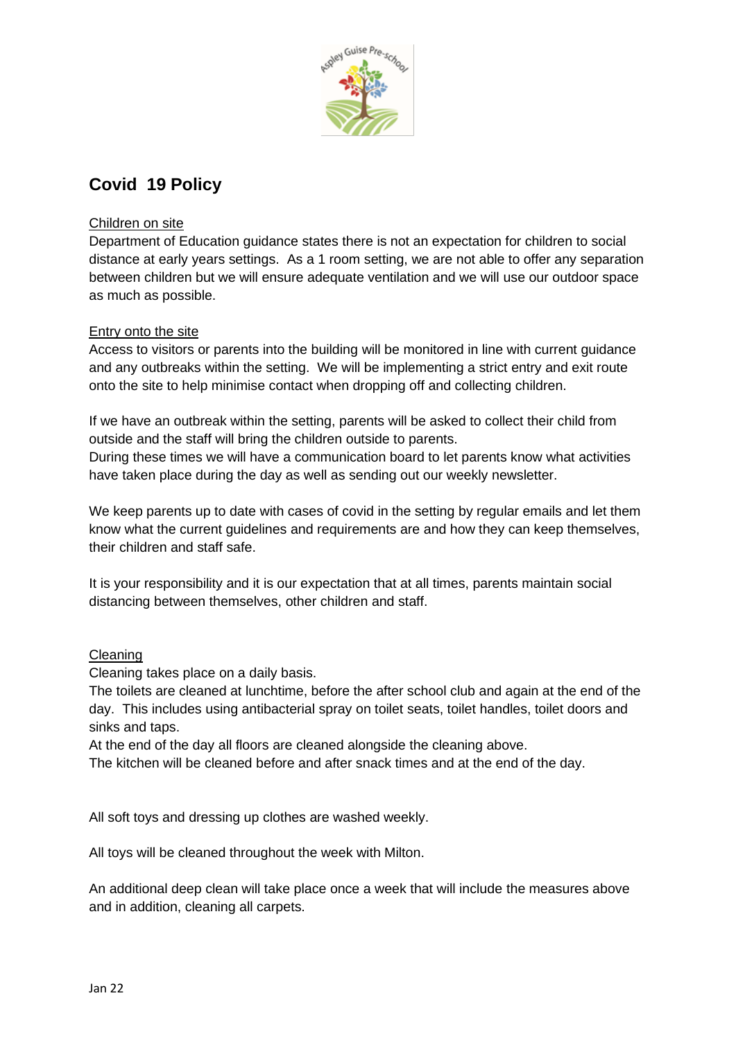# Covid 19 Policy

Children on site

Department of Education guidance states there is not an expectation for children to social distance at early years settings. As a 1 room setting, we are not able to offer any separation between children but we will ensure adequate ventilation and we will use our outdoor space as much as possible.

Entry onto the site

Access to visitors or parents into the building will be monitored in line with current guidance and any outbreaks within the setting. We will be implementing a strict entry and exit route onto the site to help minimise contact when dropping off and collecting children.

If we have an outbreak within the setting, parents will be asked to collect their child from outside and the staff will bring the children outside to parents.
During these times we will have a communication board to let parents know what activities have taken place during the day as well as sending out our weekly newsletter.

We keep parents up to date with cases of covid in the setting by regular emails and let them know what the current guidelines and requirements are and how they can keep themselves, their children and staff safe.

It is your responsibility and it is our expectation that at all times, parents maintain social distancing between themselves, other children and staff.

Cleaning

Cleaning takes place on a daily basis.
The toilets are cleaned at lunchtime, before the after school club and again at the end of the day. This includes using antibacterial spray on toilet seats, toilet handles, toilet doors and sinks and taps.
At the end of the day all floors are cleaned alongside the cleaning above.
The kitchen will be cleaned before and after snack times and at the end of the day.

All soft toys and dressing up clothes are washed weekly.

All toys will be cleaned throughout the week with Milton.

An additional deep clean will take place once a week that will include the measures above and in addition, cleaning all carpets.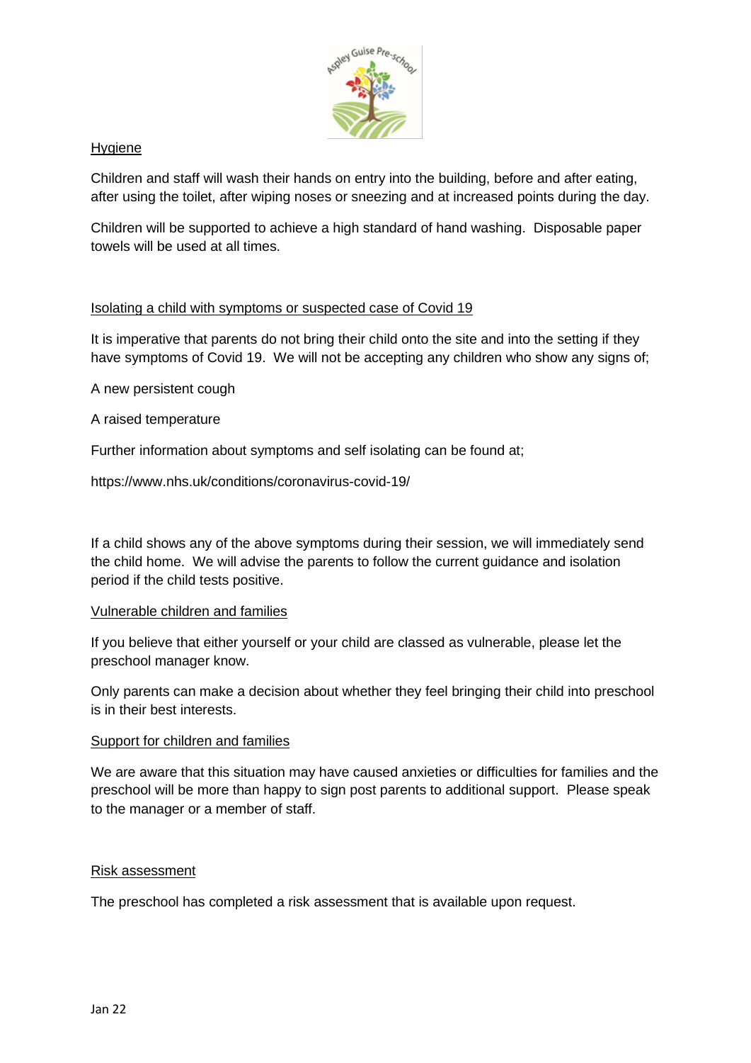## Hygiene

Children and staff will wash their hands on entry into the building, before and after eating, after using the toilet, after wiping noses or sneezing and at increased points during the day.

Children will be supported to achieve a high standard of hand washing. Disposable paper towels will be used at all times.

## Isolating a child with symptoms or suspected case of Covid 19

It is imperative that parents do not bring their child onto the site and into the setting if they have symptoms of Covid 19. We will not be accepting any children who show any signs of;

A new persistent cough

A raised temperature

Further information about symptoms and self isolating can be found at;

https://www.nhs.uk/conditions/coronavirus-covid-19/

If a child shows any of the above symptoms during their session, we will immediately send the child home. We will advise the parents to follow the current guidance and isolation period if the child tests positive.

## Vulnerable children and families

If you believe that either yourself or your child are classed as vulnerable, please let the preschool manager know.

Only parents can make a decision about whether they feel bringing their child into preschool is in their best interests.

## Support for children and families

We are aware that this situation may have caused anxieties or difficulties for families and the preschool will be more than happy to sign post parents to additional support. Please speak to the manager or a member of staff.

## Risk assessment

The preschool has completed a risk assessment that is available upon request.

Jan 22